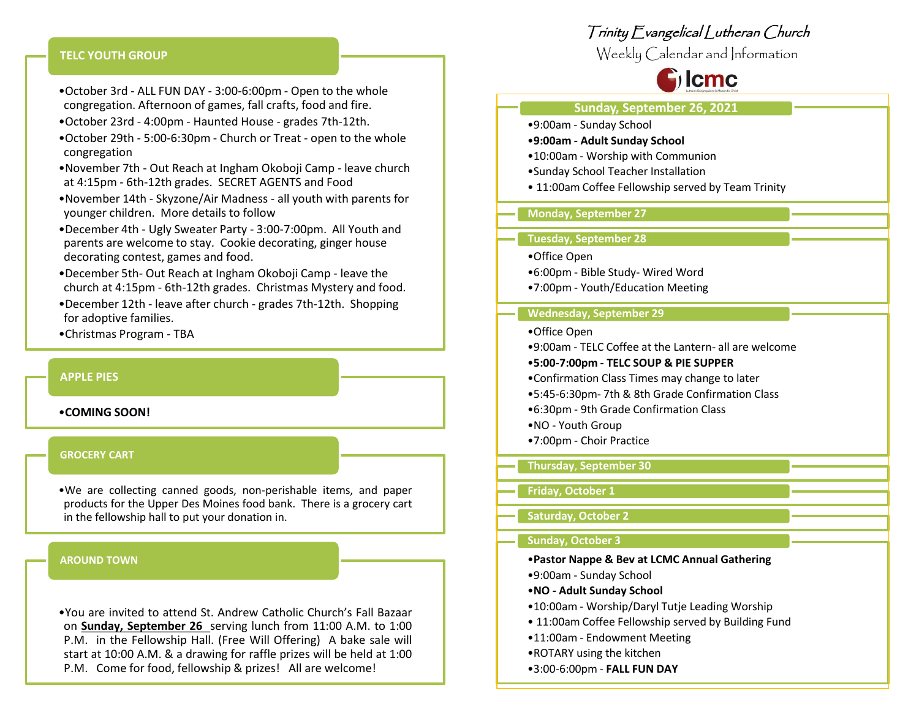## TELC YOUTH GROUP

- October 3rd - ALL FUN DAY - 3:00-6:00pm - Open to the whole congregation. Afternoon of games, fall crafts, food and fire.
- October 23rd - 4:00pm - Haunted House - grades 7th-12th.
- October 29th - 5:00-6:30pm - Church or Treat - open to the whole congregation
- November 7th - Out Reach at Ingham Okoboji Camp - leave church at 4:15pm - 6th-12th grades. SECRET AGENTS and Food
- November 14th - Skyzone/Air Madness - all youth with parents for younger children. More details to follow
- December 4th - Ugly Sweater Party - 3:00-7:00pm. All Youth and parents are welcome to stay. Cookie decorating, ginger house decorating contest, games and food.
- December 5th- Out Reach at Ingham Okoboji Camp - leave the church at 4:15pm - 6th-12th grades. Christmas Mystery and food.
- December 12th - leave after church - grades 7th-12th. Shopping for adoptive families.
- Christmas Program - TBA

## APPLE PIES

- **COMING SOON!**

## GROCERY CART

- We are collecting canned goods, non-perishable items, and paper products for the Upper Des Moines food bank. There is a grocery cart in the fellowship hall to put your donation in.

## AROUND TOWN

- You are invited to attend St. Andrew Catholic Church's Fall Bazaar on **Sunday, September 26** serving lunch from 11:00 A.M. to 1:00 P.M. in the Fellowship Hall. (Free Will Offering) A bake sale will start at 10:00 A.M. & a drawing for raffle prizes will be held at 1:00 P.M. Come for food, fellowship & prizes! All are welcome!

# Trinity Evangelical Lutheran Church

Weekly Calendar and Information

lcmc

## Sunday, September 26, 2021

- 9:00am - Sunday School
- **9:00am - Adult Sunday School**
- 10:00am - Worship with Communion
- Sunday School Teacher Installation
- 11:00am Coffee Fellowship served by Team Trinity

## Monday, September 27

## Tuesday, September 28

- Office Open
- 6:00pm - Bible Study- Wired Word
- 7:00pm - Youth/Education Meeting

## Wednesday, September 29

- Office Open
- 9:00am - TELC Coffee at the Lantern- all are welcome
- **5:00-7:00pm - TELC SOUP & PIE SUPPER**
- Confirmation Class Times may change to later
- 5:45-6:30pm- 7th & 8th Grade Confirmation Class
- 6:30pm - 9th Grade Confirmation Class
- NO - Youth Group
- 7:00pm - Choir Practice

## Thursday, September 30

## Friday, October 1

## Saturday, October 2

## Sunday, October 3

- **Pastor Nappe & Bev at LCMC Annual Gathering**
- 9:00am - Sunday School
- **NO - Adult Sunday School**
- 10:00am - Worship/Daryl Tutje Leading Worship
- 11:00am Coffee Fellowship served by Building Fund
- 11:00am - Endowment Meeting
- ROTARY using the kitchen
- 3:00-6:00pm - **FALL FUN DAY**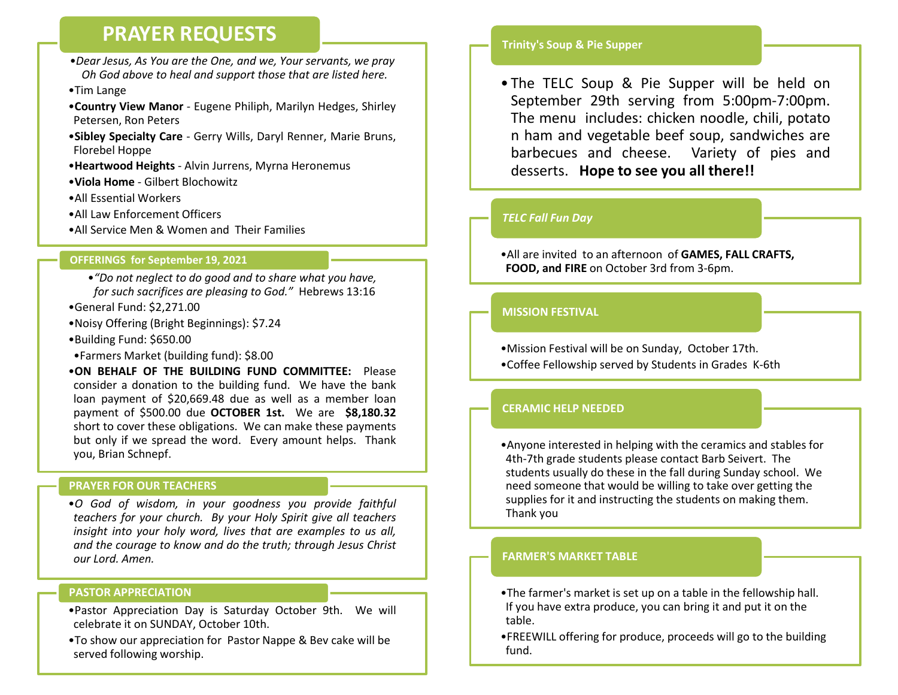# PRAYER REQUESTS

- *Dear Jesus, As You are the One, and we, Your servants, we pray Oh God above to heal and support those that are listed here.*
- Tim Lange
- **Country View Manor** - Eugene Philiph, Marilyn Hedges, Shirley Petersen, Ron Peters
- **Sibley Specialty Care** - Gerry Wills, Daryl Renner, Marie Bruns, Florebel Hoppe
- **Heartwood Heights** - Alvin Jurrens, Myrna Heronemus
- **Viola Home** - Gilbert Blochowitz
- All Essential Workers
- All Law Enforcement Officers
- All Service Men & Women and Their Families

## OFFERINGS for September 19, 2021

- *"Do not neglect to do good and to share what you have, for such sacrifices are pleasing to God."* Hebrews 13:16
- General Fund: $2,271.00
- Noisy Offering (Bright Beginnings): $7.24
- Building Fund: $650.00
- Farmers Market (building fund): $8.00
- **ON BEHALF OF THE BUILDING FUND COMMITTEE:** Please consider a donation to the building fund. We have the bank loan payment of $20,669.48 due as well as a member loan payment of $500.00 due **OCTOBER 1st.** We are **$8,180.32** short to cover these obligations. We can make these payments but only if we spread the word. Every amount helps. Thank you, Brian Schnepf.

## PRAYER FOR OUR TEACHERS

- *O God of wisdom, in your goodness you provide faithful teachers for your church. By your Holy Spirit give all teachers insight into your holy word, lives that are examples to us all, and the courage to know and do the truth; through Jesus Christ our Lord. Amen.*

## PASTOR APPRECIATION

- Pastor Appreciation Day is Saturday October 9th. We will celebrate it on SUNDAY, October 10th.
- To show our appreciation for Pastor Nappe & Bev cake will be served following worship.

## Trinity's Soup & Pie Supper

- The TELC Soup & Pie Supper will be held on September 29th serving from 5:00pm-7:00pm. The menu includes: chicken noodle, chili, potato n ham and vegetable beef soup, sandwiches are barbecues and cheese. Variety of pies and desserts. **Hope to see you all there!!**

## *TELC Fall Fun Day*

- All are invited to an afternoon of **GAMES, FALL CRAFTS, FOOD, and FIRE** on October 3rd from 3-6pm.

## MISSION FESTIVAL

- Mission Festival will be on Sunday, October 17th.
- Coffee Fellowship served by Students in Grades K-6th

## CERAMIC HELP NEEDED

- Anyone interested in helping with the ceramics and stables for 4th-7th grade students please contact Barb Seivert. The students usually do these in the fall during Sunday school. We need someone that would be willing to take over getting the supplies for it and instructing the students on making them. Thank you

## FARMER'S MARKET TABLE

- The farmer's market is set up on a table in the fellowship hall. If you have extra produce, you can bring it and put it on the table.
- FREEWILL offering for produce, proceeds will go to the building fund.